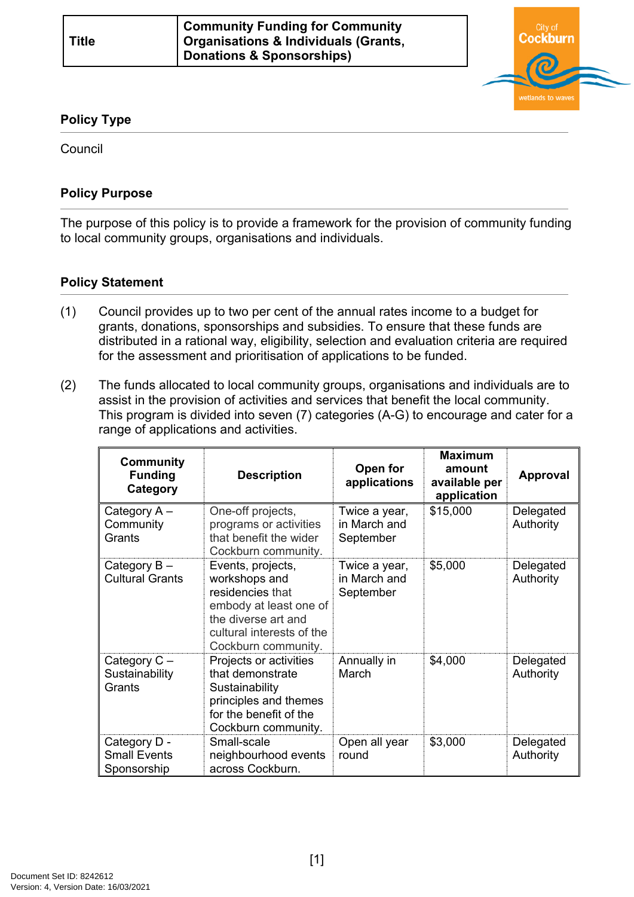| Title | Community Funding for Community Organisations & Individuals (Grants, Donations & Sponsorships) |
|---|---|

## Policy Type

Council

## Policy Purpose

The purpose of this policy is to provide a framework for the provision of community funding to local community groups, organisations and individuals.

## Policy Statement

(1) Council provides up to two per cent of the annual rates income to a budget for grants, donations, sponsorships and subsidies. To ensure that these funds are distributed in a rational way, eligibility, selection and evaluation criteria are required for the assessment and prioritisation of applications to be funded.

(2) The funds allocated to local community groups, organisations and individuals are to assist in the provision of activities and services that benefit the local community. This program is divided into seven (7) categories (A-G) to encourage and cater for a range of applications and activities.

| Community Funding Category | Description | Open for applications | Maximum amount available per application | Approval |
|---|---|---|---|---|
| Category A – Community Grants | One-off projects, programs or activities that benefit the wider Cockburn community. | Twice a year, in March and September | $15,000 | Delegated Authority |
| Category B – Cultural Grants | Events, projects, workshops and residencies that embody at least one of the diverse art and cultural interests of the Cockburn community. | Twice a year, in March and September | $5,000 | Delegated Authority |
| Category C – Sustainability Grants | Projects or activities that demonstrate Sustainability principles and themes for the benefit of the Cockburn community. | Annually in March | $4,000 | Delegated Authority |
| Category D - Small Events Sponsorship | Small-scale neighbourhood events across Cockburn. | Open all year round | $3,000 | Delegated Authority |

Document Set ID: 8242612
Version: 4, Version Date: 16/03/2021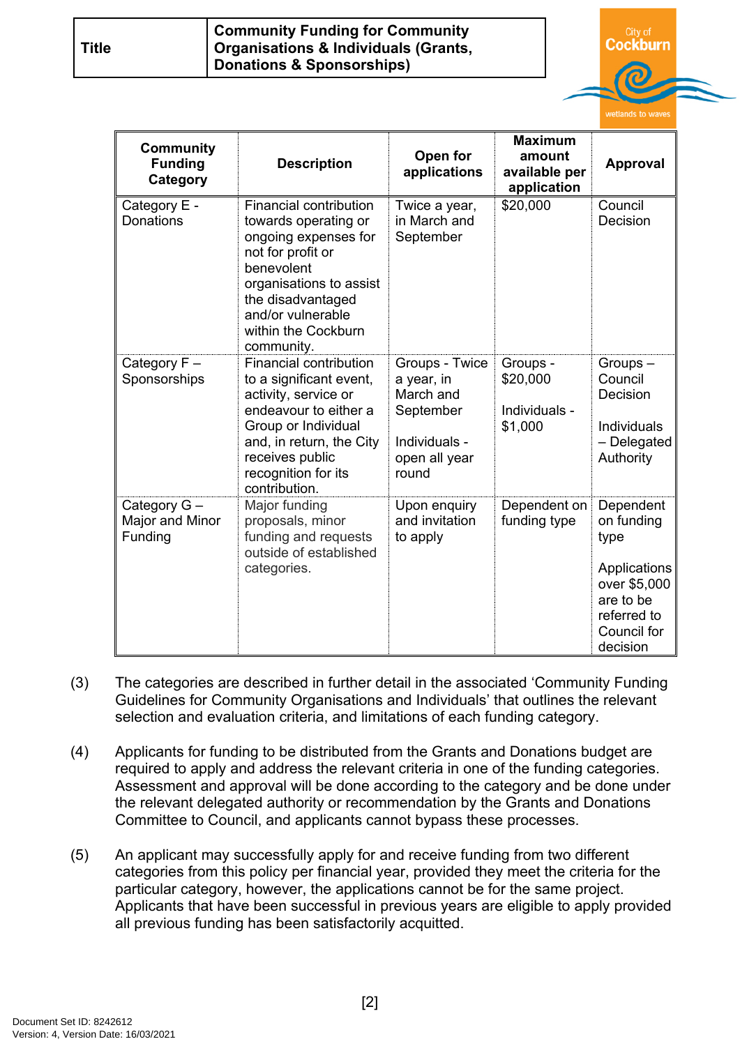| Title | Community Funding for Community Organisations & Individuals (Grants, Donations & Sponsorships) |
|---|---|

| Community Funding Category | Description | Open for applications | Maximum amount available per application | Approval |
|---|---|---|---|---|
| Category E - Donations | Financial contribution towards operating or ongoing expenses for not for profit or benevolent organisations to assist the disadvantaged and/or vulnerable within the Cockburn community. | Twice a year, in March and September | $20,000 | Council Decision |
| Category F – Sponsorships | Financial contribution to a significant event, activity, service or endeavour to either a Group or Individual and, in return, the City receives public recognition for its contribution. | Groups - Twice a year, in March and September<br><br>Individuals - open all year round | Groups - $20,000<br><br>Individuals - $1,000 | Groups – Council Decision<br><br>Individuals – Delegated Authority |
| Category G – Major and Minor Funding | Major funding proposals, minor funding and requests outside of established categories. | Upon enquiry and invitation to apply | Dependent on funding type | Dependent on funding type<br><br>Applications over $5,000 are to be referred to Council for decision |

(3) The categories are described in further detail in the associated 'Community Funding Guidelines for Community Organisations and Individuals' that outlines the relevant selection and evaluation criteria, and limitations of each funding category.

(4) Applicants for funding to be distributed from the Grants and Donations budget are required to apply and address the relevant criteria in one of the funding categories. Assessment and approval will be done according to the category and be done under the relevant delegated authority or recommendation by the Grants and Donations Committee to Council, and applicants cannot bypass these processes.

(5) An applicant may successfully apply for and receive funding from two different categories from this policy per financial year, provided they meet the criteria for the particular category, however, the applications cannot be for the same project. Applicants that have been successful in previous years are eligible to apply provided all previous funding has been satisfactorily acquitted.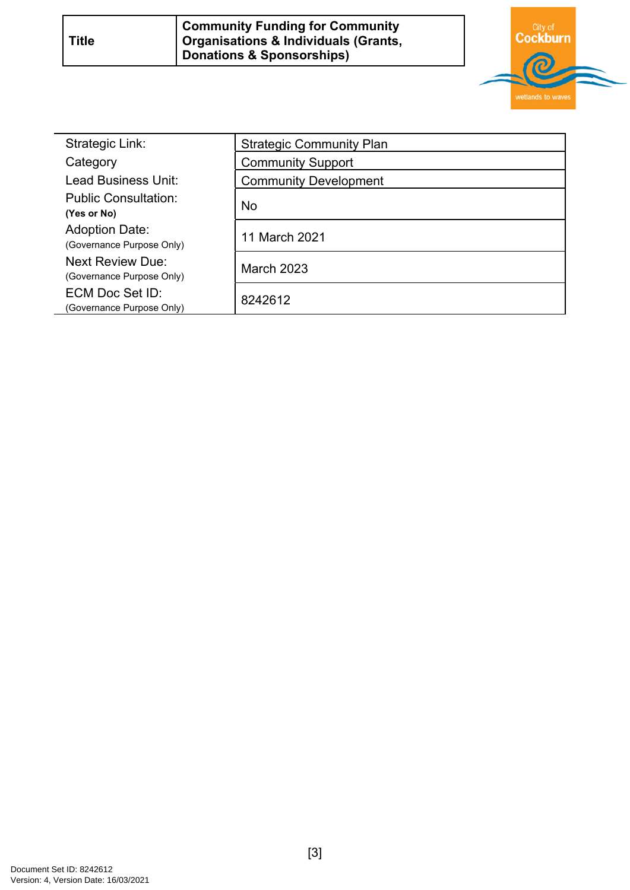| Title | Community Funding for Community Organisations & Individuals (Grants, Donations & Sponsorships) |
|---|---|

| | |
|---|---|
| Strategic Link: | Strategic Community Plan |
| Category | Community Support |
| Lead Business Unit: | Community Development |
| Public Consultation: **(Yes or No)** | No |
| Adoption Date: (Governance Purpose Only) | 11 March 2021 |
| Next Review Due: (Governance Purpose Only) | March 2023 |
| ECM Doc Set ID: (Governance Purpose Only) | 8242612 |

Document Set ID: 8242612
Version: 4, Version Date: 16/03/2021